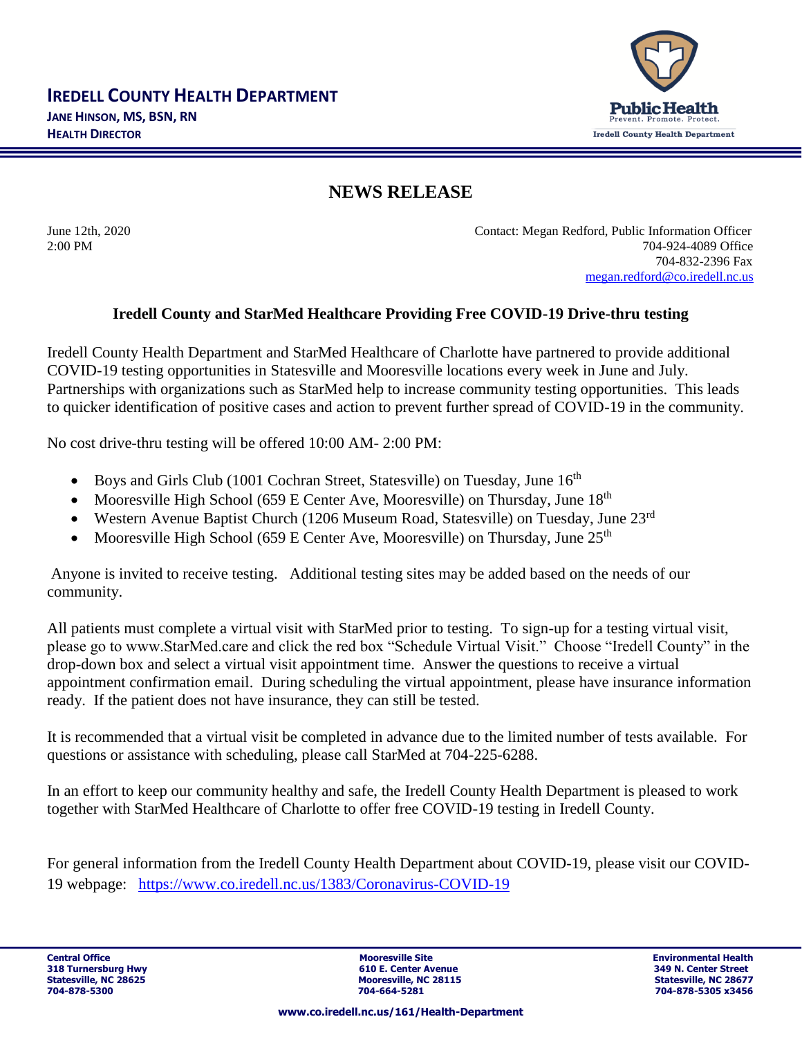# IREDELL COUNTY HEALTH DEPARTMENT

**JANE HINSON, MS, BSN, RN**
**HEALTH DIRECTOR**

Public Health
Prevent. Promote. Protect.
Iredell County Health Department

## NEWS RELEASE

June 12th, 2020
2:00 PM

Contact: Megan Redford, Public Information Officer
704-924-4089 Office
704-832-2396 Fax
megan.redford@co.iredell.nc.us

### Iredell County and StarMed Healthcare Providing Free COVID-19 Drive-thru testing

Iredell County Health Department and StarMed Healthcare of Charlotte have partnered to provide additional COVID-19 testing opportunities in Statesville and Mooresville locations every week in June and July. Partnerships with organizations such as StarMed help to increase community testing opportunities. This leads to quicker identification of positive cases and action to prevent further spread of COVID-19 in the community.

No cost drive-thru testing will be offered 10:00 AM- 2:00 PM:

- Boys and Girls Club (1001 Cochran Street, Statesville) on Tuesday, June 16th
- Mooresville High School (659 E Center Ave, Mooresville) on Thursday, June 18th
- Western Avenue Baptist Church (1206 Museum Road, Statesville) on Tuesday, June 23rd
- Mooresville High School (659 E Center Ave, Mooresville) on Thursday, June 25th

Anyone is invited to receive testing. Additional testing sites may be added based on the needs of our community.

All patients must complete a virtual visit with StarMed prior to testing. To sign-up for a testing virtual visit, please go to www.StarMed.care and click the red box "Schedule Virtual Visit." Choose "Iredell County" in the drop-down box and select a virtual visit appointment time. Answer the questions to receive a virtual appointment confirmation email. During scheduling the virtual appointment, please have insurance information ready. If the patient does not have insurance, they can still be tested.

It is recommended that a virtual visit be completed in advance due to the limited number of tests available. For questions or assistance with scheduling, please call StarMed at 704-225-6288.

In an effort to keep our community healthy and safe, the Iredell County Health Department is pleased to work together with StarMed Healthcare of Charlotte to offer free COVID-19 testing in Iredell County.

For general information from the Iredell County Health Department about COVID-19, please visit our COVID-19 webpage: https://www.co.iredell.nc.us/1383/Coronavirus-COVID-19

**Central Office**
**318 Turnersburg Hwy**
**Statesville, NC 28625**
**704-878-5300**

**Mooresville Site**
**610 E. Center Avenue**
**Mooresville, NC 28115**
**704-664-5281**

**Environmental Health**
**349 N. Center Street**
**Statesville, NC 28677**
**704-878-5305 x3456**

**www.co.iredell.nc.us/161/Health-Department**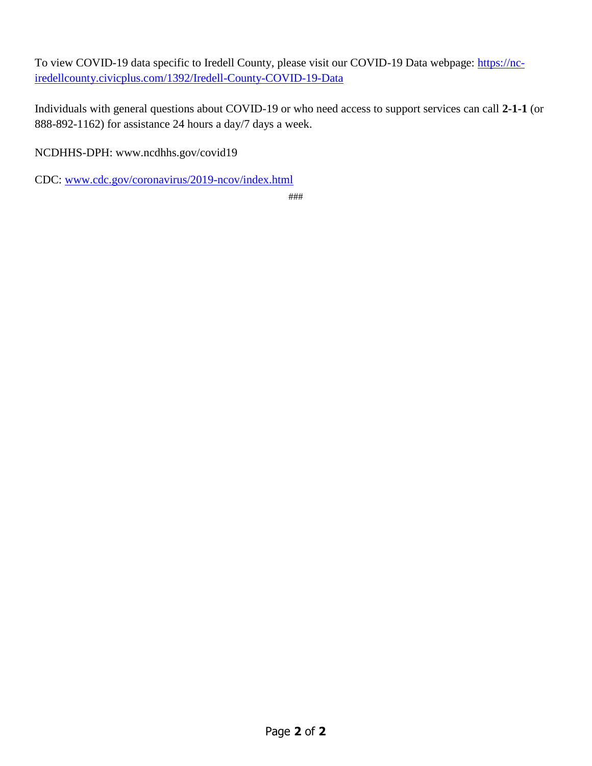To view COVID-19 data specific to Iredell County, please visit our COVID-19 Data webpage: [https://nc-iredellcounty.civicplus.com/1392/Iredell-County-COVID-19-Data](https://nc-iredellcounty.civicplus.com/1392/Iredell-County-COVID-19-Data)

Individuals with general questions about COVID-19 or who need access to support services can call **2-1-1** (or 888-892-1162) for assistance 24 hours a day/7 days a week.

NCDHHS-DPH: www.ncdhhs.gov/covid19

CDC: [www.cdc.gov/coronavirus/2019-ncov/index.html](www.cdc.gov/coronavirus/2019-ncov/index.html)

###